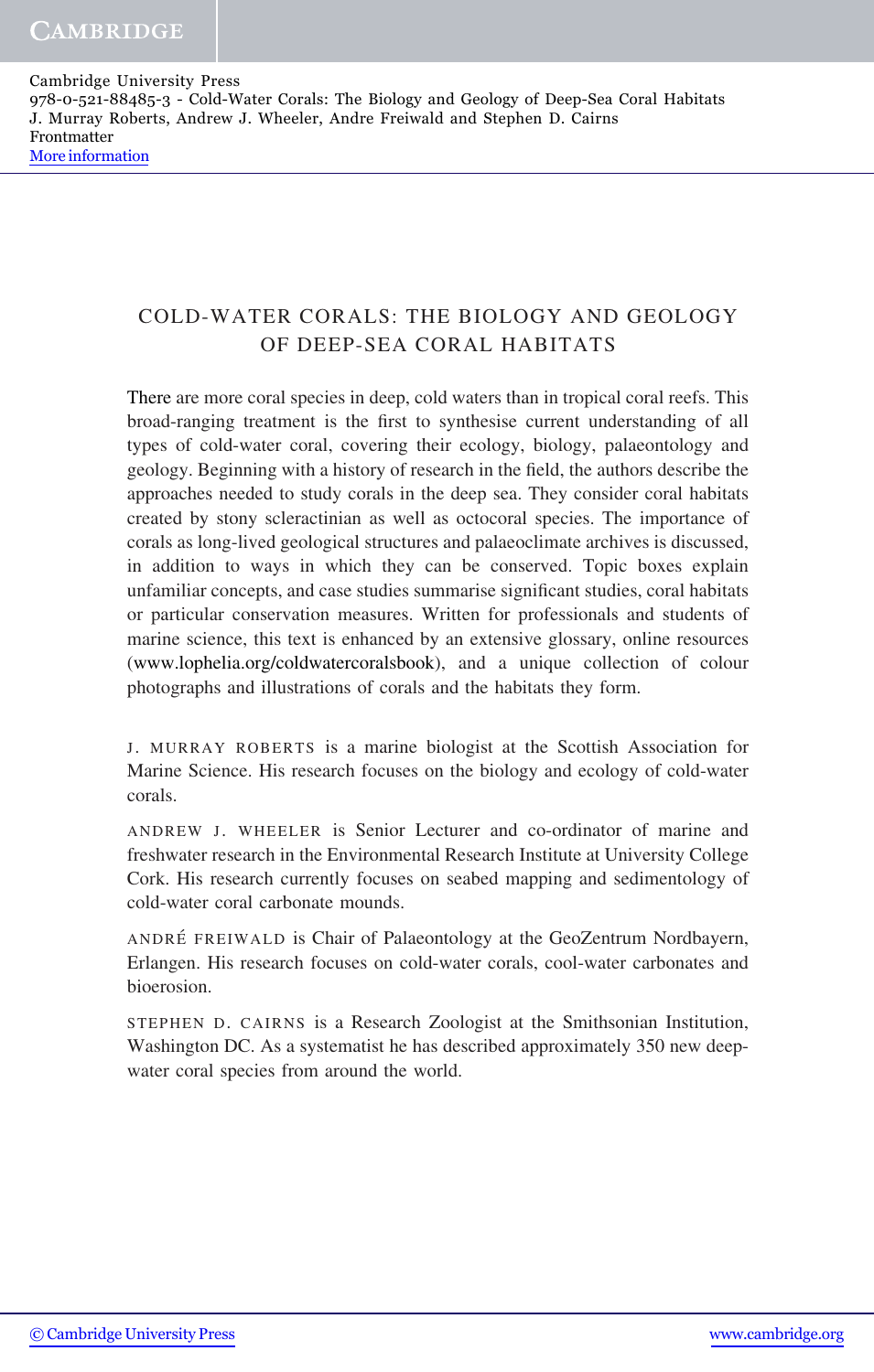# COLD-WATER CORALS: THE BIOLOGY AND GEOLOGY OF DEEP-SEA CORAL HABITATS

There are more coral species in deep, cold waters than in tropical coral reefs. This broad-ranging treatment is the first to synthesise current understanding of all types of cold-water coral, covering their ecology, biology, palaeontology and geology. Beginning with a history of research in the field, the authors describe the approaches needed to study corals in the deep sea. They consider coral habitats created by stony scleractinian as well as octocoral species. The importance of corals as long-lived geological structures and palaeoclimate archives is discussed, in addition to ways in which they can be conserved. Topic boxes explain unfamiliar concepts, and case studies summarise significant studies, coral habitats or particular conservation measures. Written for professionals and students of marine science, this text is enhanced by an extensive glossary, online resources (www.lophelia.org/coldwatercoralsbook), and a unique collection of colour photographs and illustrations of corals and the habitats they form.

J. MURRAY ROBERTS is a marine biologist at the Scottish Association for Marine Science. His research focuses on the biology and ecology of cold-water corals.

ANDREW J. WHEELER is Senior Lecturer and co-ordinator of marine and freshwater research in the Environmental Research Institute at University College Cork. His research currently focuses on seabed mapping and sedimentology of cold-water coral carbonate mounds.

ANDRÉ FREIWALD is Chair of Palaeontology at the GeoZentrum Nordbayern, Erlangen. His research focuses on cold-water corals, cool-water carbonates and bioerosion.

STEPHEN D. CAIRNS is a Research Zoologist at the Smithsonian Institution, Washington DC. As a systematist he has described approximately 350 new deep-water coral species from around the world.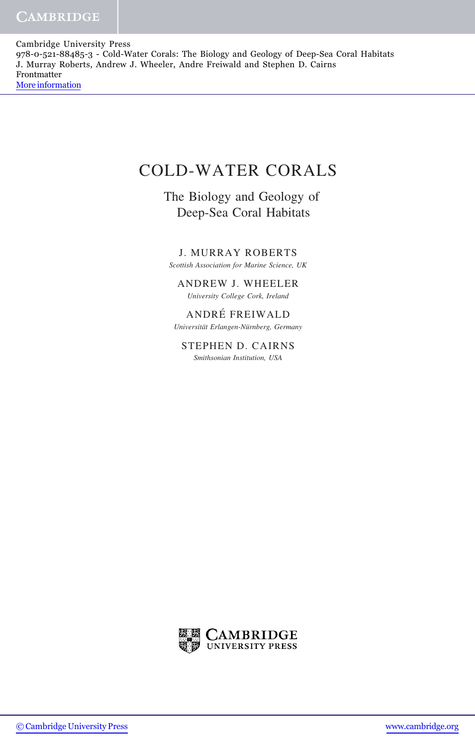# COLD-WATER CORALS

## The Biology and Geology of Deep-Sea Coral Habitats

J. MURRAY ROBERTS
*Scottish Association for Marine Science, UK*

ANDREW J. WHEELER
*University College Cork, Ireland*

ANDRÉ FREIWALD
*Universität Erlangen-Nürnberg, Germany*

STEPHEN D. CAIRNS
*Smithsonian Institution, USA*

CAMBRIDGE UNIVERSITY PRESS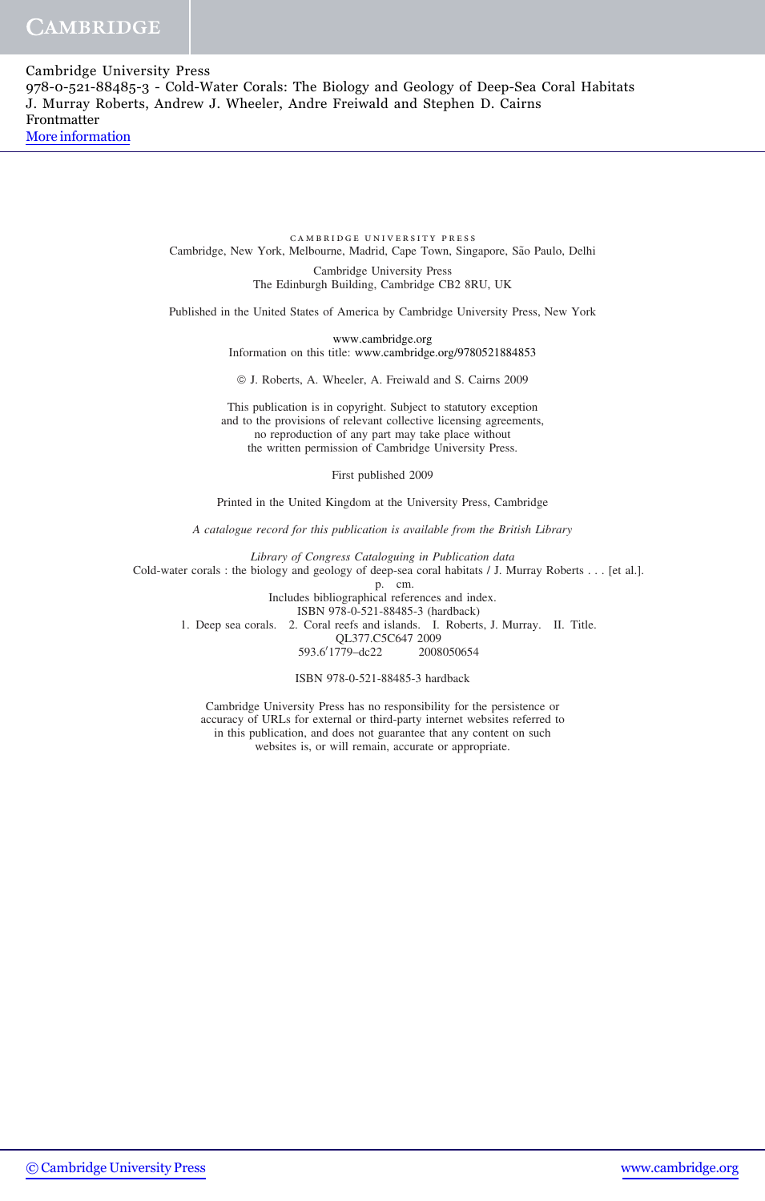CAMBRIDGE UNIVERSITY PRESS
Cambridge, New York, Melbourne, Madrid, Cape Town, Singapore, São Paulo, Delhi

Cambridge University Press
The Edinburgh Building, Cambridge CB2 8RU, UK

Published in the United States of America by Cambridge University Press, New York

www.cambridge.org
Information on this title: www.cambridge.org/9780521884853

© J. Roberts, A. Wheeler, A. Freiwald and S. Cairns 2009

This publication is in copyright. Subject to statutory exception
and to the provisions of relevant collective licensing agreements,
no reproduction of any part may take place without
the written permission of Cambridge University Press.

First published 2009

Printed in the United Kingdom at the University Press, Cambridge

*A catalogue record for this publication is available from the British Library*

*Library of Congress Cataloguing in Publication data*
Cold-water corals : the biology and geology of deep-sea coral habitats / J. Murray Roberts . . . [et al.].
p. cm.
Includes bibliographical references and index.
ISBN 978-0-521-88485-3 (hardback)
1. Deep sea corals. 2. Coral reefs and islands. I. Roberts, J. Murray. II. Title.
QL377.C5C647 2009
593.6′1779–dc22 2008050654

ISBN 978-0-521-88485-3 hardback

Cambridge University Press has no responsibility for the persistence or
accuracy of URLs for external or third-party internet websites referred to
in this publication, and does not guarantee that any content on such
websites is, or will remain, accurate or appropriate.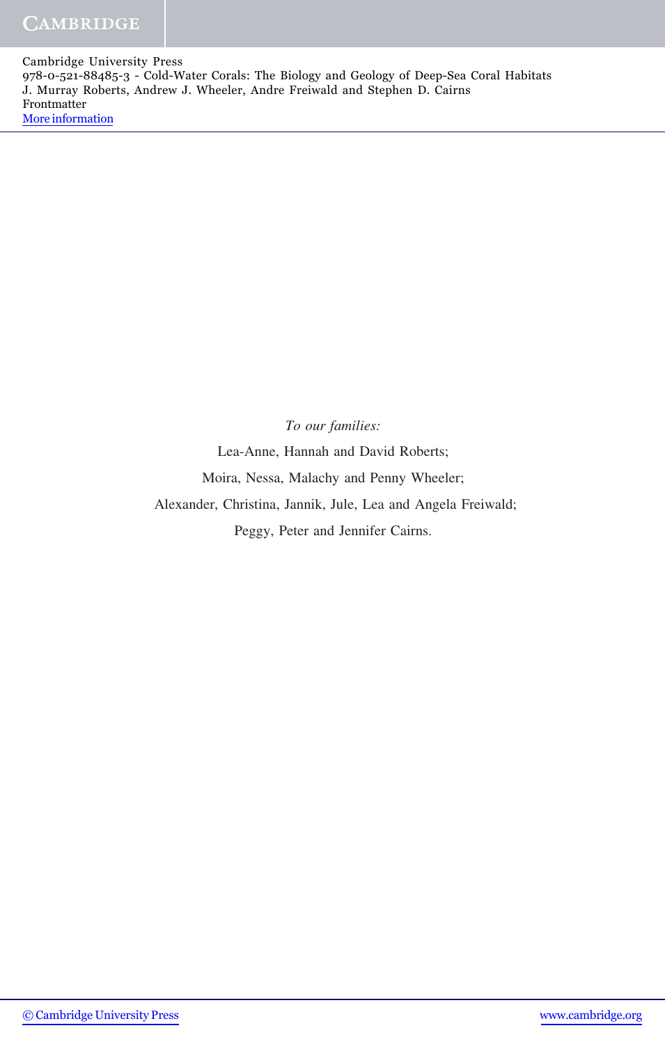*To our families:*

Lea-Anne, Hannah and David Roberts;

Moira, Nessa, Malachy and Penny Wheeler;

Alexander, Christina, Jannik, Jule, Lea and Angela Freiwald;

Peggy, Peter and Jennifer Cairns.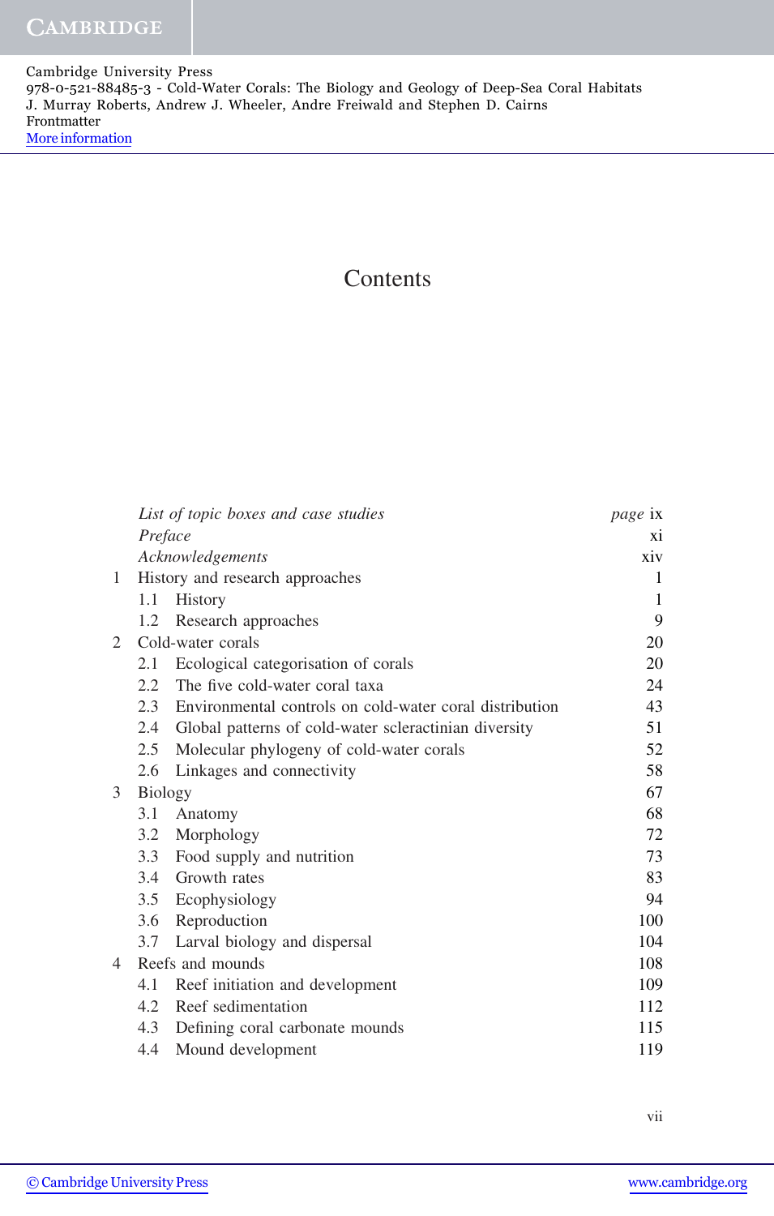# Contents

| | | |
|---|---|---|
| | *List of topic boxes and case studies* | *page* ix |
| | *Preface* | xi |
| | *Acknowledgements* | xiv |
| 1 | History and research approaches | 1 |
| | 1.1 History | 1 |
| | 1.2 Research approaches | 9 |
| 2 | Cold-water corals | 20 |
| | 2.1 Ecological categorisation of corals | 20 |
| | 2.2 The five cold-water coral taxa | 24 |
| | 2.3 Environmental controls on cold-water coral distribution | 43 |
| | 2.4 Global patterns of cold-water scleractinian diversity | 51 |
| | 2.5 Molecular phylogeny of cold-water corals | 52 |
| | 2.6 Linkages and connectivity | 58 |
| 3 | Biology | 67 |
| | 3.1 Anatomy | 68 |
| | 3.2 Morphology | 72 |
| | 3.3 Food supply and nutrition | 73 |
| | 3.4 Growth rates | 83 |
| | 3.5 Ecophysiology | 94 |
| | 3.6 Reproduction | 100 |
| | 3.7 Larval biology and dispersal | 104 |
| 4 | Reefs and mounds | 108 |
| | 4.1 Reef initiation and development | 109 |
| | 4.2 Reef sedimentation | 112 |
| | 4.3 Defining coral carbonate mounds | 115 |
| | 4.4 Mound development | 119 |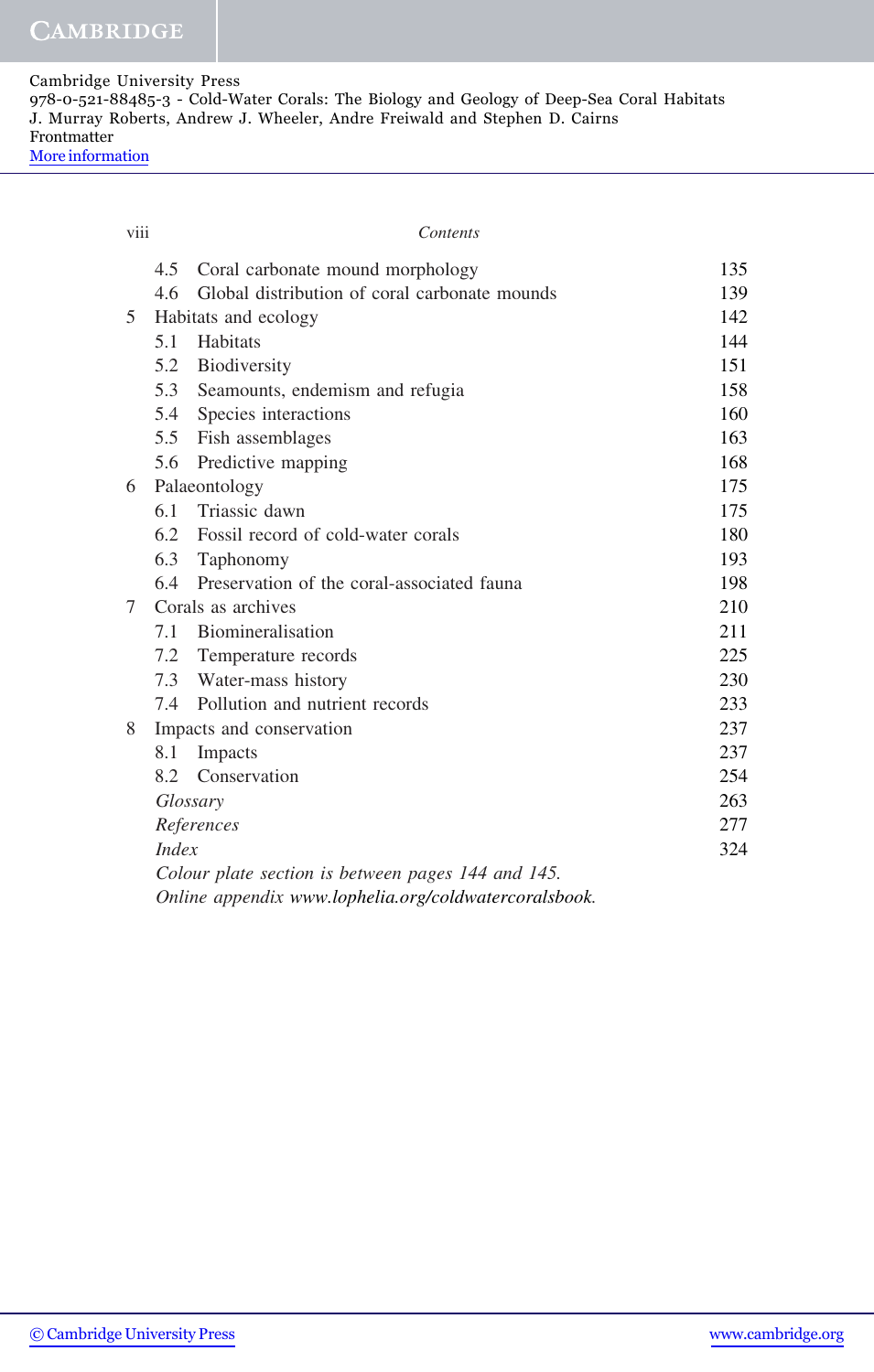| | | |
|---|---|---|
| | 4.5 Coral carbonate mound morphology | 135 |
| | 4.6 Global distribution of coral carbonate mounds | 139 |
| 5 | Habitats and ecology | 142 |
| | 5.1 Habitats | 144 |
| | 5.2 Biodiversity | 151 |
| | 5.3 Seamounts, endemism and refugia | 158 |
| | 5.4 Species interactions | 160 |
| | 5.5 Fish assemblages | 163 |
| | 5.6 Predictive mapping | 168 |
| 6 | Palaeontology | 175 |
| | 6.1 Triassic dawn | 175 |
| | 6.2 Fossil record of cold-water corals | 180 |
| | 6.3 Taphonomy | 193 |
| | 6.4 Preservation of the coral-associated fauna | 198 |
| 7 | Corals as archives | 210 |
| | 7.1 Biomineralisation | 211 |
| | 7.2 Temperature records | 225 |
| | 7.3 Water-mass history | 230 |
| | 7.4 Pollution and nutrient records | 233 |
| 8 | Impacts and conservation | 237 |
| | 8.1 Impacts | 237 |
| | 8.2 Conservation | 254 |
| | *Glossary* | 263 |
| | *References* | 277 |
| | *Index* | 324 |

*Colour plate section is between pages 144 and 145.*

*Online appendix www.lophelia.org/coldwatercoralsbook.*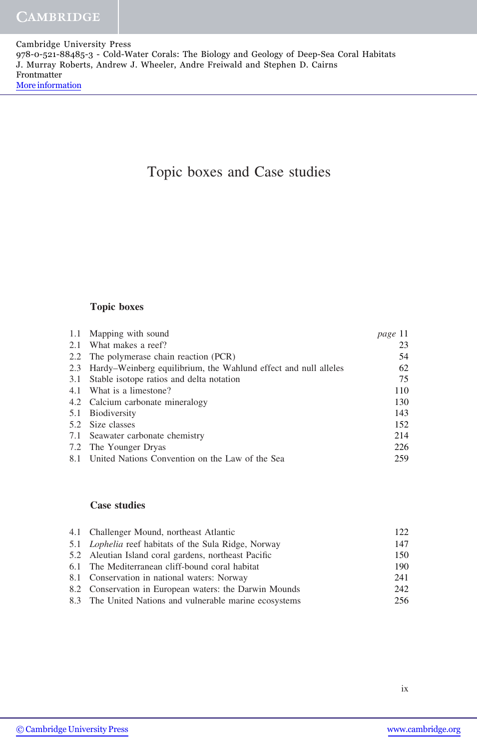# Topic boxes and Case studies

## Topic boxes

| | | |
|---|---|---|
| 1.1 | Mapping with sound | *page* 11 |
| 2.1 | What makes a reef? | 23 |
| 2.2 | The polymerase chain reaction (PCR) | 54 |
| 2.3 | Hardy–Weinberg equilibrium, the Wahlund effect and null alleles | 62 |
| 3.1 | Stable isotope ratios and delta notation | 75 |
| 4.1 | What is a limestone? | 110 |
| 4.2 | Calcium carbonate mineralogy | 130 |
| 5.1 | Biodiversity | 143 |
| 5.2 | Size classes | 152 |
| 7.1 | Seawater carbonate chemistry | 214 |
| 7.2 | The Younger Dryas | 226 |
| 8.1 | United Nations Convention on the Law of the Sea | 259 |

## Case studies

| | | |
|---|---|---|
| 4.1 | Challenger Mound, northeast Atlantic | 122 |
| 5.1 | *Lophelia* reef habitats of the Sula Ridge, Norway | 147 |
| 5.2 | Aleutian Island coral gardens, northeast Pacific | 150 |
| 6.1 | The Mediterranean cliff-bound coral habitat | 190 |
| 8.1 | Conservation in national waters: Norway | 241 |
| 8.2 | Conservation in European waters: the Darwin Mounds | 242 |
| 8.3 | The United Nations and vulnerable marine ecosystems | 256 |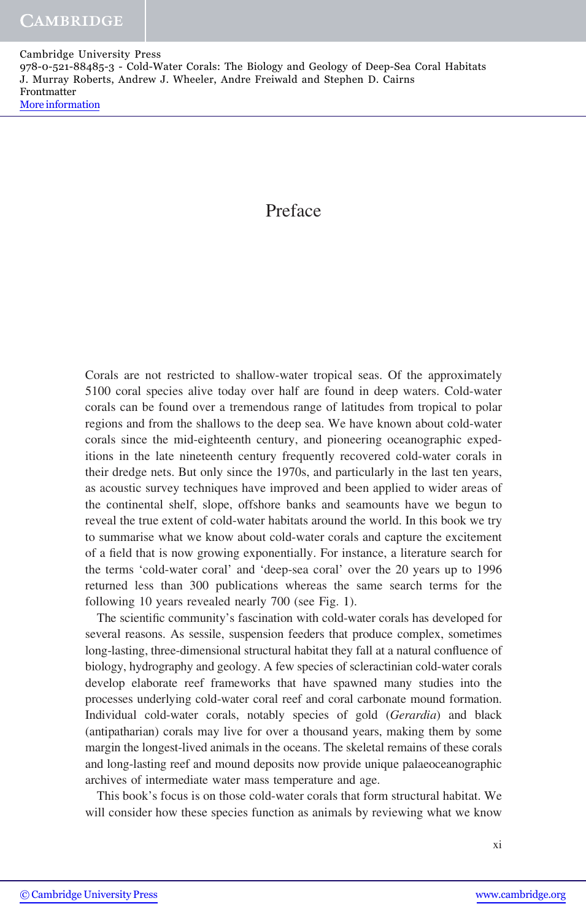# Preface

Corals are not restricted to shallow-water tropical seas. Of the approximately 5100 coral species alive today over half are found in deep waters. Cold-water corals can be found over a tremendous range of latitudes from tropical to polar regions and from the shallows to the deep sea. We have known about cold-water corals since the mid-eighteenth century, and pioneering oceanographic expeditions in the late nineteenth century frequently recovered cold-water corals in their dredge nets. But only since the 1970s, and particularly in the last ten years, as acoustic survey techniques have improved and been applied to wider areas of the continental shelf, slope, offshore banks and seamounts have we begun to reveal the true extent of cold-water habitats around the world. In this book we try to summarise what we know about cold-water corals and capture the excitement of a field that is now growing exponentially. For instance, a literature search for the terms 'cold-water coral' and 'deep-sea coral' over the 20 years up to 1996 returned less than 300 publications whereas the same search terms for the following 10 years revealed nearly 700 (see Fig. 1).

The scientific community's fascination with cold-water corals has developed for several reasons. As sessile, suspension feeders that produce complex, sometimes long-lasting, three-dimensional structural habitat they fall at a natural confluence of biology, hydrography and geology. A few species of scleractinian cold-water corals develop elaborate reef frameworks that have spawned many studies into the processes underlying cold-water coral reef and coral carbonate mound formation. Individual cold-water corals, notably species of gold (*Gerardia*) and black (antipatharian) corals may live for over a thousand years, making them by some margin the longest-lived animals in the oceans. The skeletal remains of these corals and long-lasting reef and mound deposits now provide unique palaeoceanographic archives of intermediate water mass temperature and age.

This book's focus is on those cold-water corals that form structural habitat. We will consider how these species function as animals by reviewing what we know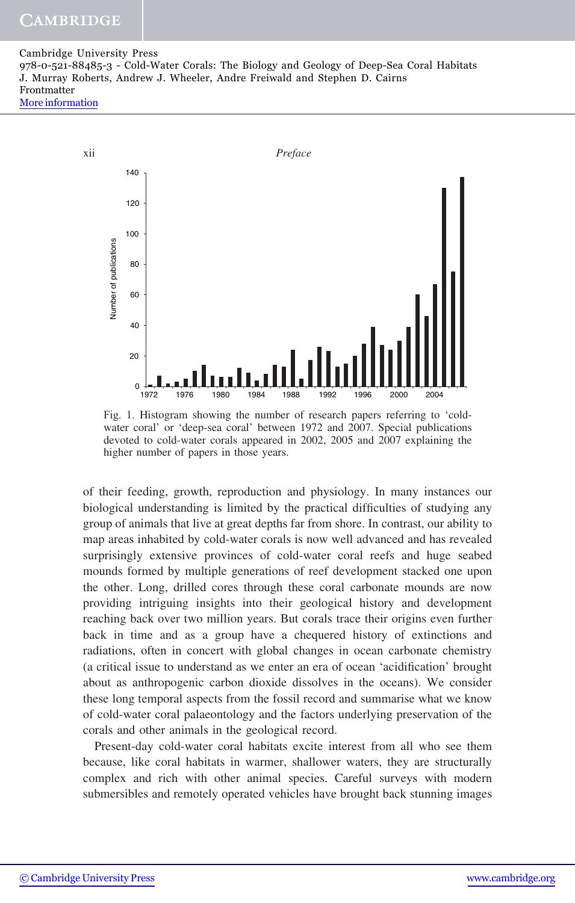Fig. 1. Histogram showing the number of research papers referring to ‘cold-water coral’ or ‘deep-sea coral’ between 1972 and 2007. Special publications devoted to cold-water corals appeared in 2002, 2005 and 2007 explaining the higher number of papers in those years.

of their feeding, growth, reproduction and physiology. In many instances our biological understanding is limited by the practical difficulties of studying any group of animals that live at great depths far from shore. In contrast, our ability to map areas inhabited by cold-water corals is now well advanced and has revealed surprisingly extensive provinces of cold-water coral reefs and huge seabed mounds formed by multiple generations of reef development stacked one upon the other. Long, drilled cores through these coral carbonate mounds are now providing intriguing insights into their geological history and development reaching back over two million years. But corals trace their origins even further back in time and as a group have a chequered history of extinctions and radiations, often in concert with global changes in ocean carbonate chemistry (a critical issue to understand as we enter an era of ocean ‘acidification’ brought about as anthropogenic carbon dioxide dissolves in the oceans). We consider these long temporal aspects from the fossil record and summarise what we know of cold-water coral palaeontology and the factors underlying preservation of the corals and other animals in the geological record.

Present-day cold-water coral habitats excite interest from all who see them because, like coral habitats in warmer, shallower waters, they are structurally complex and rich with other animal species. Careful surveys with modern submersibles and remotely operated vehicles have brought back stunning images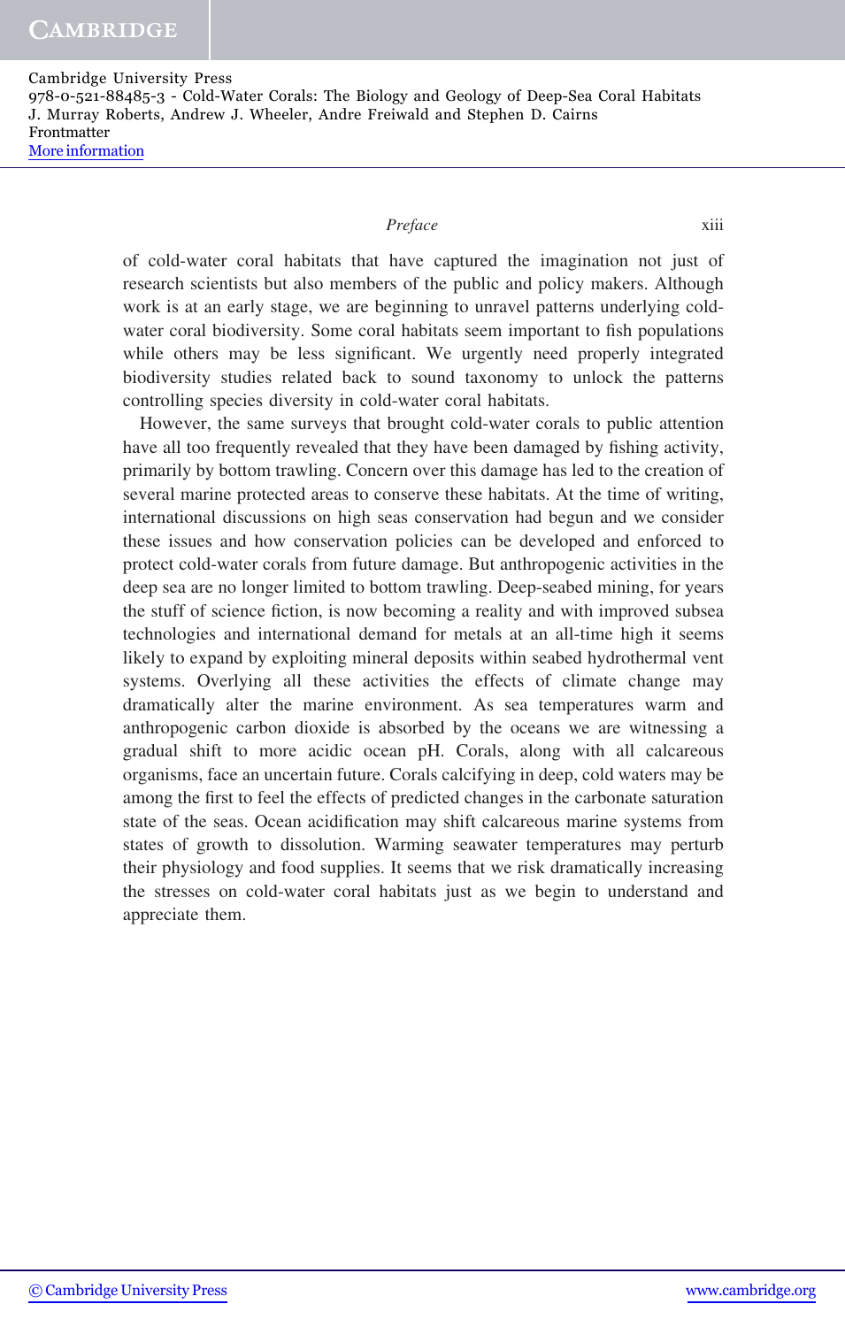of cold-water coral habitats that have captured the imagination not just of research scientists but also members of the public and policy makers. Although work is at an early stage, we are beginning to unravel patterns underlying cold-water coral biodiversity. Some coral habitats seem important to fish populations while others may be less significant. We urgently need properly integrated biodiversity studies related back to sound taxonomy to unlock the patterns controlling species diversity in cold-water coral habitats.

However, the same surveys that brought cold-water corals to public attention have all too frequently revealed that they have been damaged by fishing activity, primarily by bottom trawling. Concern over this damage has led to the creation of several marine protected areas to conserve these habitats. At the time of writing, international discussions on high seas conservation had begun and we consider these issues and how conservation policies can be developed and enforced to protect cold-water corals from future damage. But anthropogenic activities in the deep sea are no longer limited to bottom trawling. Deep-seabed mining, for years the stuff of science fiction, is now becoming a reality and with improved subsea technologies and international demand for metals at an all-time high it seems likely to expand by exploiting mineral deposits within seabed hydrothermal vent systems. Overlying all these activities the effects of climate change may dramatically alter the marine environment. As sea temperatures warm and anthropogenic carbon dioxide is absorbed by the oceans we are witnessing a gradual shift to more acidic ocean pH. Corals, along with all calcareous organisms, face an uncertain future. Corals calcifying in deep, cold waters may be among the first to feel the effects of predicted changes in the carbonate saturation state of the seas. Ocean acidification may shift calcareous marine systems from states of growth to dissolution. Warming seawater temperatures may perturb their physiology and food supplies. It seems that we risk dramatically increasing the stresses on cold-water coral habitats just as we begin to understand and appreciate them.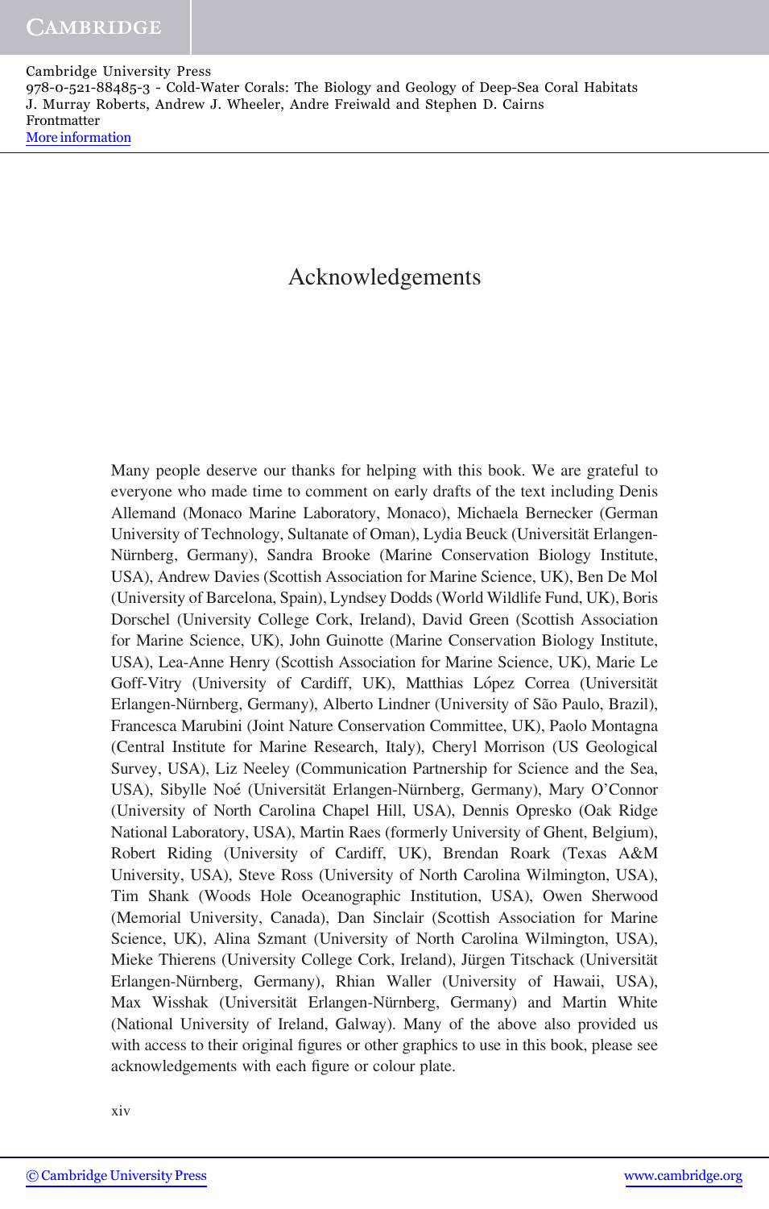# Acknowledgements

Many people deserve our thanks for helping with this book. We are grateful to everyone who made time to comment on early drafts of the text including Denis Allemand (Monaco Marine Laboratory, Monaco), Michaela Bernecker (German University of Technology, Sultanate of Oman), Lydia Beuck (Universität Erlangen-Nürnberg, Germany), Sandra Brooke (Marine Conservation Biology Institute, USA), Andrew Davies (Scottish Association for Marine Science, UK), Ben De Mol (University of Barcelona, Spain), Lyndsey Dodds (World Wildlife Fund, UK), Boris Dorschel (University College Cork, Ireland), David Green (Scottish Association for Marine Science, UK), John Guinotte (Marine Conservation Biology Institute, USA), Lea-Anne Henry (Scottish Association for Marine Science, UK), Marie Le Goff-Vitry (University of Cardiff, UK), Matthias López Correa (Universität Erlangen-Nürnberg, Germany), Alberto Lindner (University of São Paulo, Brazil), Francesca Marubini (Joint Nature Conservation Committee, UK), Paolo Montagna (Central Institute for Marine Research, Italy), Cheryl Morrison (US Geological Survey, USA), Liz Neeley (Communication Partnership for Science and the Sea, USA), Sibylle Noé (Universität Erlangen-Nürnberg, Germany), Mary O'Connor (University of North Carolina Chapel Hill, USA), Dennis Opresko (Oak Ridge National Laboratory, USA), Martin Raes (formerly University of Ghent, Belgium), Robert Riding (University of Cardiff, UK), Brendan Roark (Texas A&M University, USA), Steve Ross (University of North Carolina Wilmington, USA), Tim Shank (Woods Hole Oceanographic Institution, USA), Owen Sherwood (Memorial University, Canada), Dan Sinclair (Scottish Association for Marine Science, UK), Alina Szmant (University of North Carolina Wilmington, USA), Mieke Thierens (University College Cork, Ireland), Jürgen Titschack (Universität Erlangen-Nürnberg, Germany), Rhian Waller (University of Hawaii, USA), Max Wisshak (Universität Erlangen-Nürnberg, Germany) and Martin White (National University of Ireland, Galway). Many of the above also provided us with access to their original figures or other graphics to use in this book, please see acknowledgements with each figure or colour plate.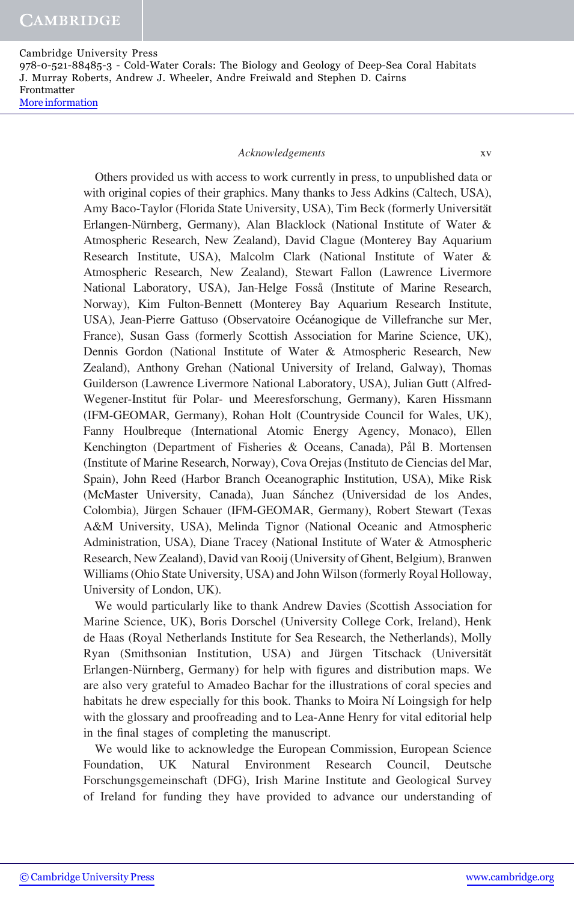Others provided us with access to work currently in press, to unpublished data or with original copies of their graphics. Many thanks to Jess Adkins (Caltech, USA), Amy Baco-Taylor (Florida State University, USA), Tim Beck (formerly Universität Erlangen-Nürnberg, Germany), Alan Blacklock (National Institute of Water & Atmospheric Research, New Zealand), David Clague (Monterey Bay Aquarium Research Institute, USA), Malcolm Clark (National Institute of Water & Atmospheric Research, New Zealand), Stewart Fallon (Lawrence Livermore National Laboratory, USA), Jan-Helge Fosså (Institute of Marine Research, Norway), Kim Fulton-Bennett (Monterey Bay Aquarium Research Institute, USA), Jean-Pierre Gattuso (Observatoire Océanogique de Villefranche sur Mer, France), Susan Gass (formerly Scottish Association for Marine Science, UK), Dennis Gordon (National Institute of Water & Atmospheric Research, New Zealand), Anthony Grehan (National University of Ireland, Galway), Thomas Guilderson (Lawrence Livermore National Laboratory, USA), Julian Gutt (Alfred-Wegener-Institut für Polar- und Meeresforschung, Germany), Karen Hissmann (IFM-GEOMAR, Germany), Rohan Holt (Countryside Council for Wales, UK), Fanny Houlbreque (International Atomic Energy Agency, Monaco), Ellen Kenchington (Department of Fisheries & Oceans, Canada), Pål B. Mortensen (Institute of Marine Research, Norway), Cova Orejas (Instituto de Ciencias del Mar, Spain), John Reed (Harbor Branch Oceanographic Institution, USA), Mike Risk (McMaster University, Canada), Juan Sánchez (Universidad de los Andes, Colombia), Jürgen Schauer (IFM-GEOMAR, Germany), Robert Stewart (Texas A&M University, USA), Melinda Tignor (National Oceanic and Atmospheric Administration, USA), Diane Tracey (National Institute of Water & Atmospheric Research, New Zealand), David van Rooij (University of Ghent, Belgium), Branwen Williams (Ohio State University, USA) and John Wilson (formerly Royal Holloway, University of London, UK).

We would particularly like to thank Andrew Davies (Scottish Association for Marine Science, UK), Boris Dorschel (University College Cork, Ireland), Henk de Haas (Royal Netherlands Institute for Sea Research, the Netherlands), Molly Ryan (Smithsonian Institution, USA) and Jürgen Titschack (Universität Erlangen-Nürnberg, Germany) for help with figures and distribution maps. We are also very grateful to Amadeo Bachar for the illustrations of coral species and habitats he drew especially for this book. Thanks to Moira Ní Loingsigh for help with the glossary and proofreading and to Lea-Anne Henry for vital editorial help in the final stages of completing the manuscript.

We would like to acknowledge the European Commission, European Science Foundation, UK Natural Environment Research Council, Deutsche Forschungsgemeinschaft (DFG), Irish Marine Institute and Geological Survey of Ireland for funding they have provided to advance our understanding of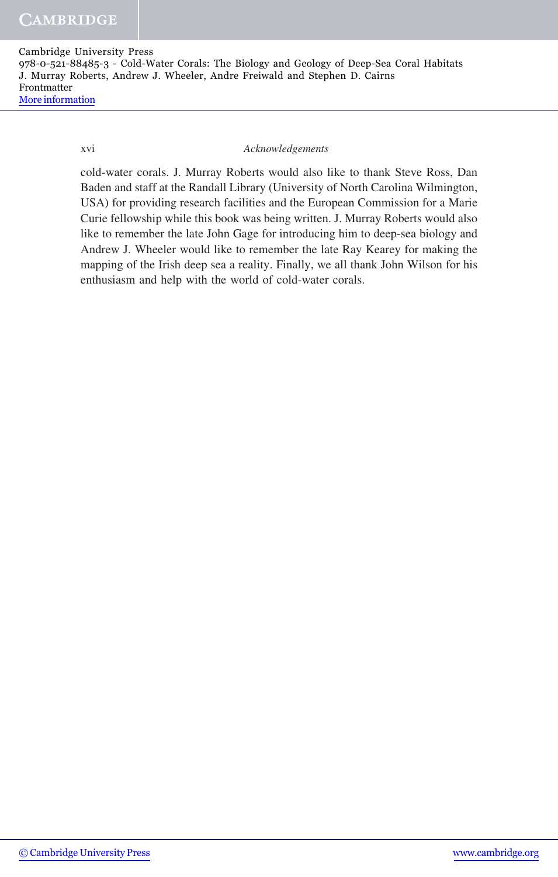cold-water corals. J. Murray Roberts would also like to thank Steve Ross, Dan Baden and staff at the Randall Library (University of North Carolina Wilmington, USA) for providing research facilities and the European Commission for a Marie Curie fellowship while this book was being written. J. Murray Roberts would also like to remember the late John Gage for introducing him to deep-sea biology and Andrew J. Wheeler would like to remember the late Ray Kearey for making the mapping of the Irish deep sea a reality. Finally, we all thank John Wilson for his enthusiasm and help with the world of cold-water corals.